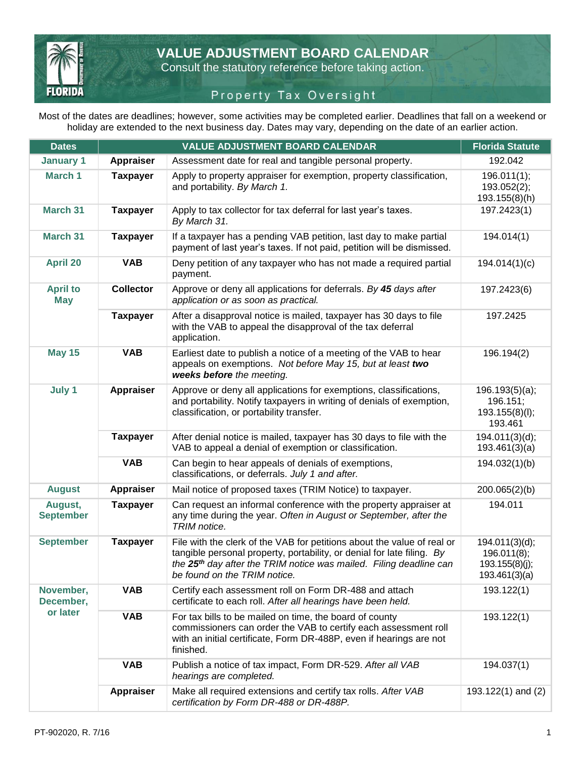# VALUE ADJUSTMENT BOARD CALENDAR

Consult the statutory reference before taking action.

Property Tax Oversight

Most of the dates are deadlines; however, some activities may be completed earlier. Deadlines that fall on a weekend or holiday are extended to the next business day. Dates may vary, depending on the date of an earlier action.

| Dates | VALUE ADJUSTMENT BOARD CALENDAR | | Florida Statute |
|---|---|---|---|
| **January 1** | **Appraiser** | Assessment date for real and tangible personal property. | 192.042 |
| **March 1** | **Taxpayer** | Apply to property appraiser for exemption, property classification, and portability. *By March 1.* | 196.011(1); 193.052(2); 193.155(8)(h) |
| **March 31** | **Taxpayer** | Apply to tax collector for tax deferral for last year's taxes. *By March 31.* | 197.2423(1) |
| **March 31** | **Taxpayer** | If a taxpayer has a pending VAB petition, last day to make partial payment of last year's taxes. If not paid, petition will be dismissed. | 194.014(1) |
| **April 20** | **VAB** | Deny petition of any taxpayer who has not made a required partial payment. | 194.014(1)(c) |
| **April to May** | **Collector** | Approve or deny all applications for deferrals. *By **45** days after application or as soon as practical.* | 197.2423(6) |
| | **Taxpayer** | After a disapproval notice is mailed, taxpayer has 30 days to file with the VAB to appeal the disapproval of the tax deferral application. | 197.2425 |
| **May 15** | **VAB** | Earliest date to publish a notice of a meeting of the VAB to hear appeals on exemptions. *Not before May 15, but at least **two weeks before** the meeting.* | 196.194(2) |
| **July 1** | **Appraiser** | Approve or deny all applications for exemptions, classifications, and portability. Notify taxpayers in writing of denials of exemption, classification, or portability transfer. | 196.193(5)(a); 196.151; 193.155(8)(l); 193.461 |
| | **Taxpayer** | After denial notice is mailed, taxpayer has 30 days to file with the VAB to appeal a denial of exemption or classification. | 194.011(3)(d); 193.461(3)(a) |
| | **VAB** | Can begin to hear appeals of denials of exemptions, classifications, or deferrals. *July 1 and after.* | 194.032(1)(b) |
| **August** | **Appraiser** | Mail notice of proposed taxes (TRIM Notice) to taxpayer. | 200.065(2)(b) |
| **August, September** | **Taxpayer** | Can request an informal conference with the property appraiser at any time during the year. *Often in August or September, after the TRIM notice.* | 194.011 |
| **September** | **Taxpayer** | File with the clerk of the VAB for petitions about the value of real or tangible personal property, portability, or denial for late filing. *By the **25th** day after the TRIM notice was mailed. Filing deadline can be found on the TRIM notice.* | 194.011(3)(d); 196.011(8); 193.155(8)(j); 193.461(3)(a) |
| **November, December, or later** | **VAB** | Certify each assessment roll on Form DR-488 and attach certificate to each roll. *After all hearings have been held.* | 193.122(1) |
| | **VAB** | For tax bills to be mailed on time, the board of county commissioners can order the VAB to certify each assessment roll with an initial certificate, Form DR-488P, even if hearings are not finished. | 193.122(1) |
| | **VAB** | Publish a notice of tax impact, Form DR-529. *After all VAB hearings are completed.* | 194.037(1) |
| | **Appraiser** | Make all required extensions and certify tax rolls. *After VAB certification by Form DR-488 or DR-488P.* | 193.122(1) and (2) |

PT-902020, R. 7/16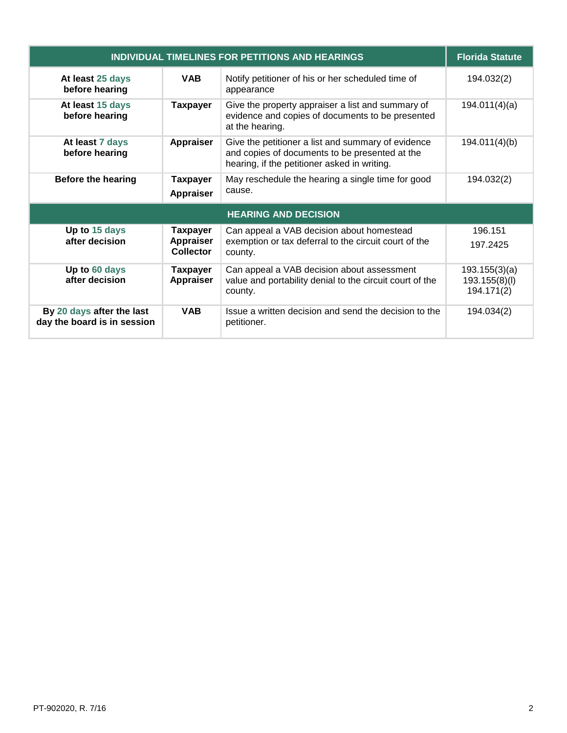| INDIVIDUAL TIMELINES FOR PETITIONS AND HEARINGS | | | Florida Statute |
|---|---|---|---|
| **At least 25 days before hearing** | **VAB** | Notify petitioner of his or her scheduled time of appearance | 194.032(2) |
| **At least 15 days before hearing** | **Taxpayer** | Give the property appraiser a list and summary of evidence and copies of documents to be presented at the hearing. | 194.011(4)(a) |
| **At least 7 days before hearing** | **Appraiser** | Give the petitioner a list and summary of evidence and copies of documents to be presented at the hearing, if the petitioner asked in writing. | 194.011(4)(b) |
| **Before the hearing** | **Taxpayer** **Appraiser** | May reschedule the hearing a single time for good cause. | 194.032(2) |
| **HEARING AND DECISION** | | | |
| **Up to 15 days after decision** | **Taxpayer** **Appraiser** **Collector** | Can appeal a VAB decision about homestead exemption or tax deferral to the circuit court of the county. | 196.151 197.2425 |
| **Up to 60 days after decision** | **Taxpayer** **Appraiser** | Can appeal a VAB decision about assessment value and portability denial to the circuit court of the county. | 193.155(3)(a) 193.155(8)(l) 194.171(2) |
| **By 20 days after the last day the board is in session** | **VAB** | Issue a written decision and send the decision to the petitioner. | 194.034(2) |

PT-902020, R. 7/16